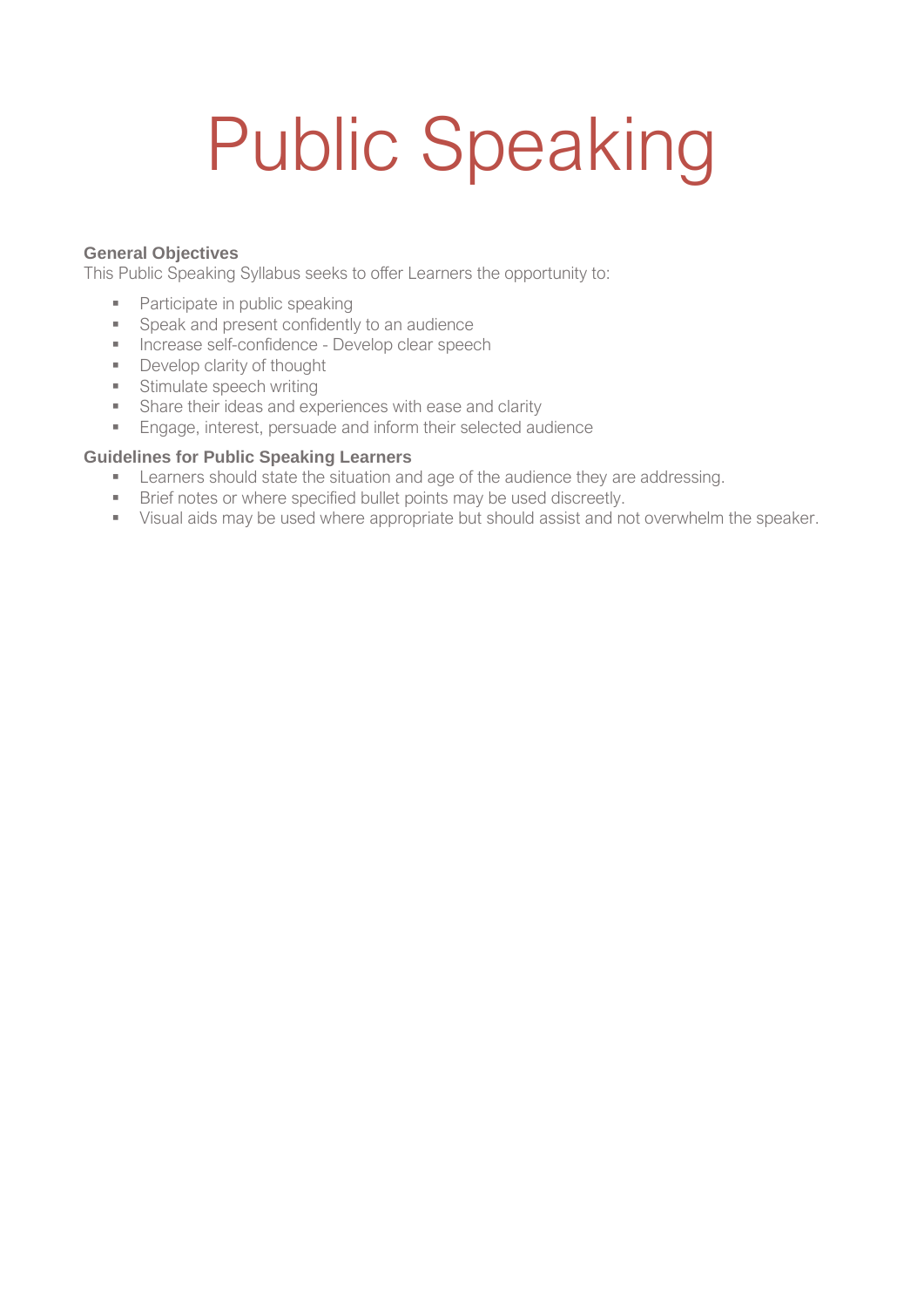# Public Speaking

**General Objectives**

This Public Speaking Syllabus seeks to offer Learners the opportunity to:

- Participate in public speaking
- Speak and present confidently to an audience
- Increase self-confidence - Develop clear speech
- Develop clarity of thought
- Stimulate speech writing
- Share their ideas and experiences with ease and clarity
- Engage, interest, persuade and inform their selected audience

**Guidelines for Public Speaking Learners**

- Learners should state the situation and age of the audience they are addressing.
- Brief notes or where specified bullet points may be used discreetly.
- Visual aids may be used where appropriate but should assist and not overwhelm the speaker.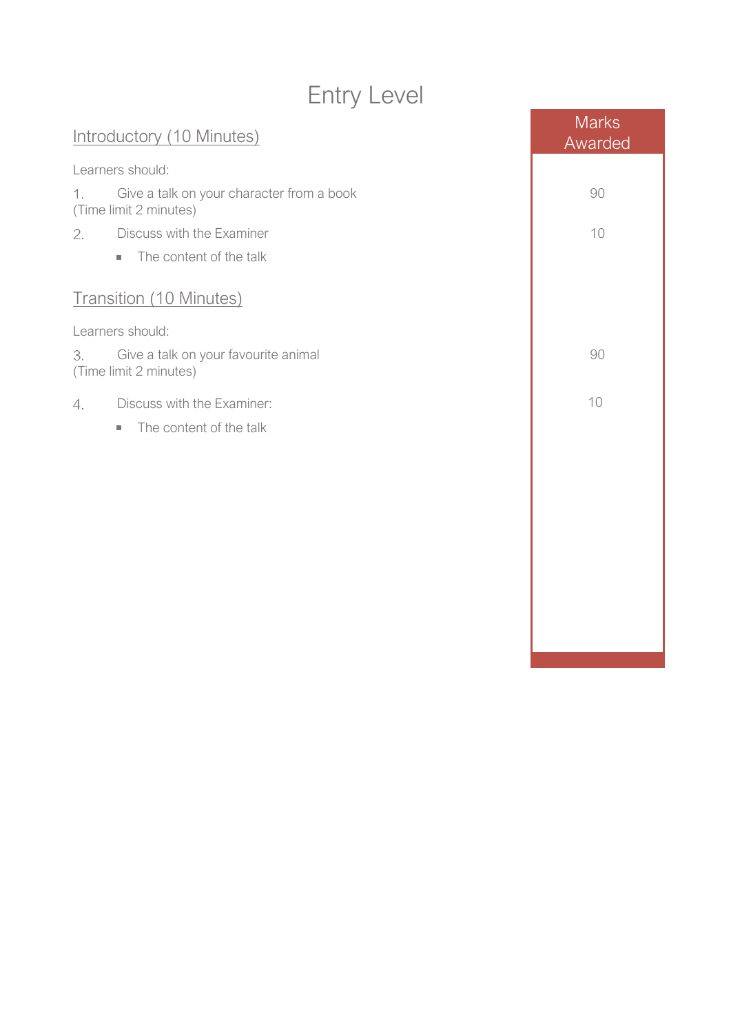# Entry Level

| | Marks Awarded |
|---|---|
| <u>Introductory (10 Minutes)</u> | |
| Learners should: | |
| 1. Give a talk on your character from a book (Time limit 2 minutes) | 90 |
| 2. Discuss with the Examiner | 10 |
| ▪ The content of the talk | |
| <u>Transition (10 Minutes)</u> | |
| Learners should: | |
| 3. Give a talk on your favourite animal (Time limit 2 minutes) | 90 |
| 4. Discuss with the Examiner: | 10 |
| ▪ The content of the talk | |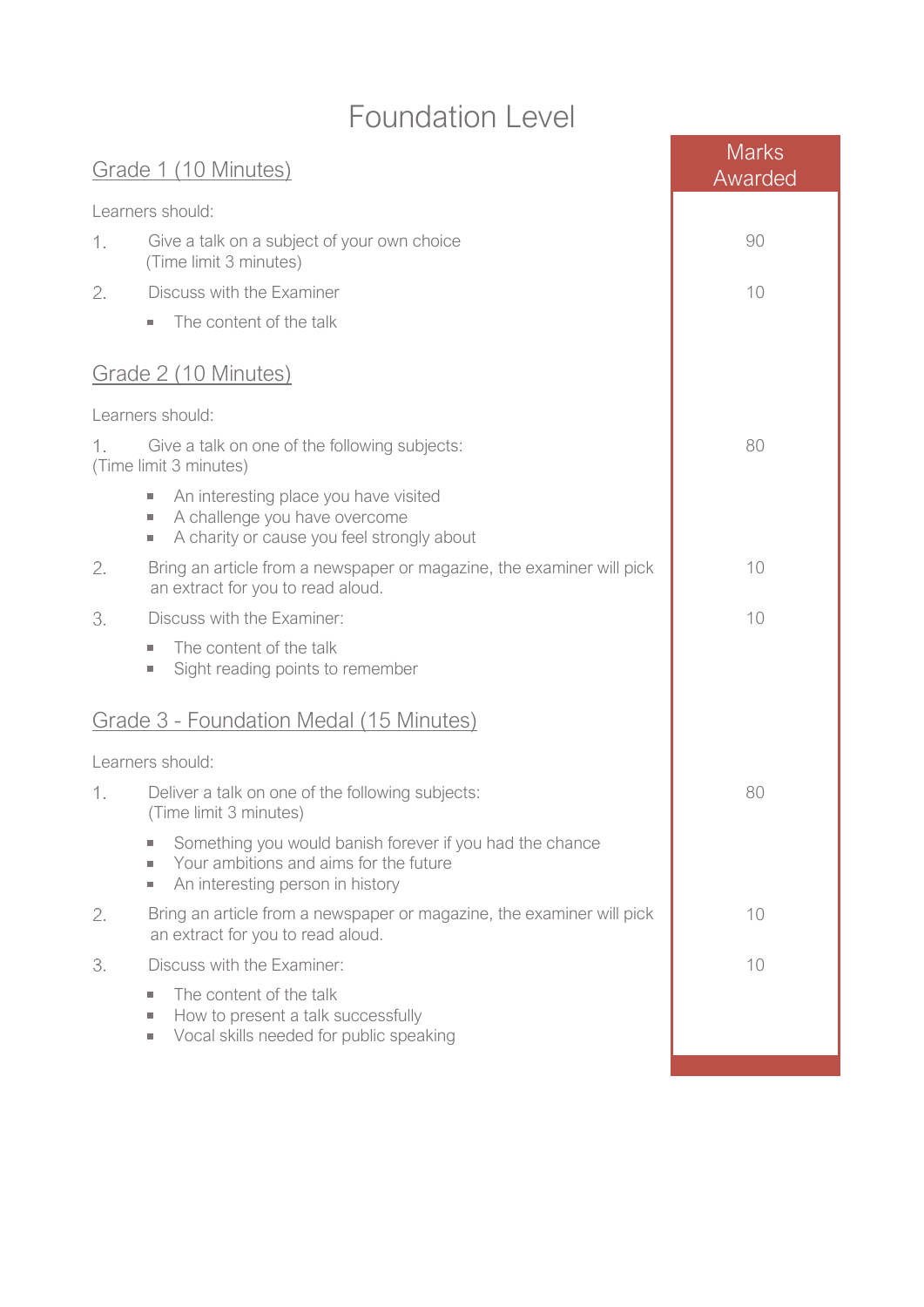# Foundation Level

| | Marks Awarded |
|---|---|
| **Grade 1 (10 Minutes)** | |
| Learners should: | |
| 1. Give a talk on a subject of your own choice (Time limit 3 minutes) | 90 |
| 2. Discuss with the Examiner<br>▪ The content of the talk | 10 |
| **Grade 2 (10 Minutes)** | |
| Learners should: | |
| 1. Give a talk on one of the following subjects: (Time limit 3 minutes)<br>▪ An interesting place you have visited<br>▪ A challenge you have overcome<br>▪ A charity or cause you feel strongly about | 80 |
| 2. Bring an article from a newspaper or magazine, the examiner will pick an extract for you to read aloud. | 10 |
| 3. Discuss with the Examiner:<br>▪ The content of the talk<br>▪ Sight reading points to remember | 10 |
| **Grade 3 - Foundation Medal (15 Minutes)** | |
| Learners should: | |
| 1. Deliver a talk on one of the following subjects: (Time limit 3 minutes)<br>▪ Something you would banish forever if you had the chance<br>▪ Your ambitions and aims for the future<br>▪ An interesting person in history | 80 |
| 2. Bring an article from a newspaper or magazine, the examiner will pick an extract for you to read aloud. | 10 |
| 3. Discuss with the Examiner:<br>▪ The content of the talk<br>▪ How to present a talk successfully<br>▪ Vocal skills needed for public speaking | 10 |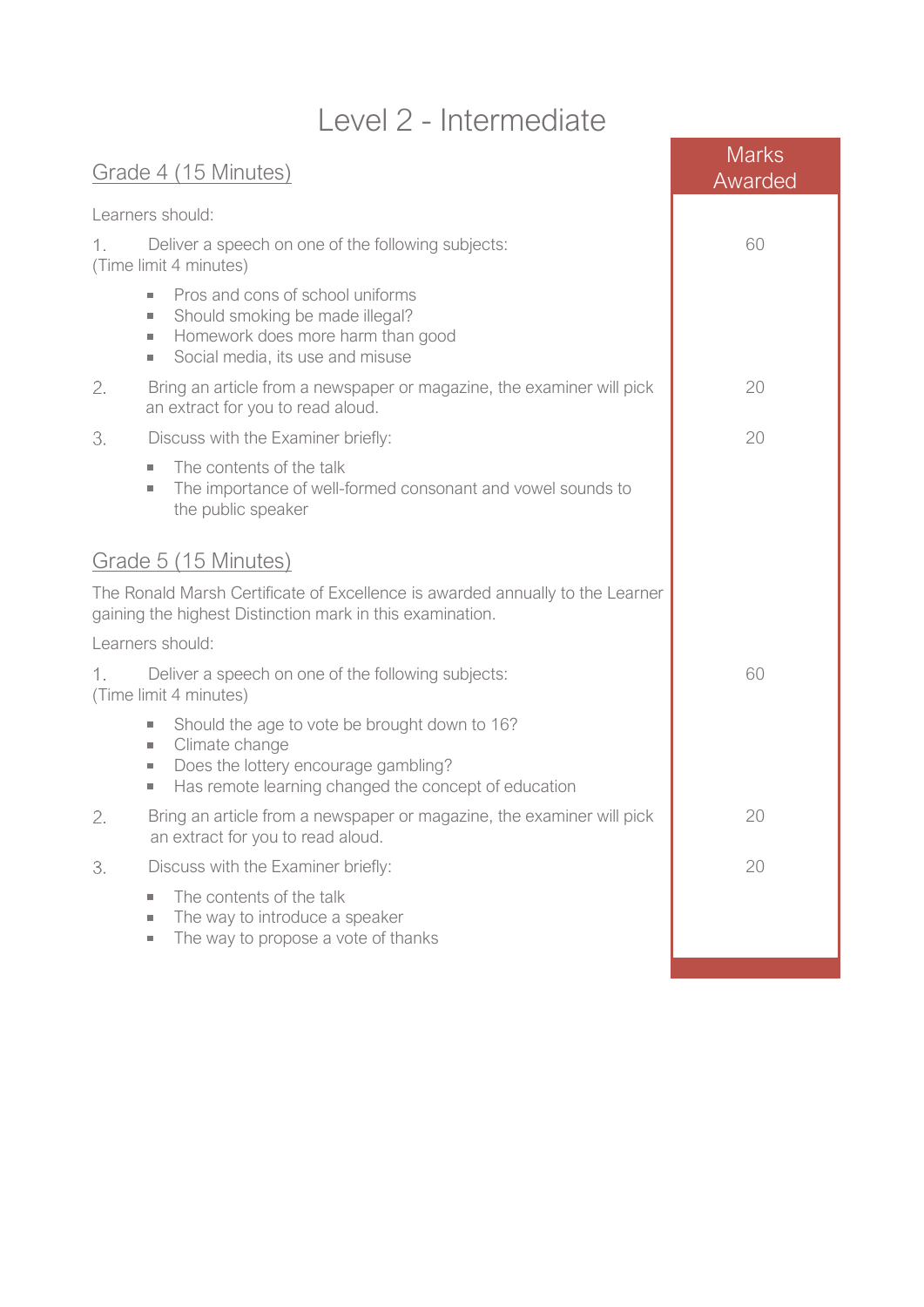# Level 2 - Intermediate

| | Marks Awarded |
|---|---|
| **<u>Grade 4 (15 Minutes)</u>** | |
| Learners should: | |
| 1. Deliver a speech on one of the following subjects: (Time limit 4 minutes)<br>- Pros and cons of school uniforms<br>- Should smoking be made illegal?<br>- Homework does more harm than good<br>- Social media, its use and misuse | 60 |
| 2. Bring an article from a newspaper or magazine, the examiner will pick an extract for you to read aloud. | 20 |
| 3. Discuss with the Examiner briefly:<br>- The contents of the talk<br>- The importance of well-formed consonant and vowel sounds to the public speaker | 20 |
| **<u>Grade 5 (15 Minutes)</u>** | |
| The Ronald Marsh Certificate of Excellence is awarded annually to the Learner gaining the highest Distinction mark in this examination. | |
| Learners should: | |
| 1. Deliver a speech on one of the following subjects: (Time limit 4 minutes)<br>- Should the age to vote be brought down to 16?<br>- Climate change<br>- Does the lottery encourage gambling?<br>- Has remote learning changed the concept of education | 60 |
| 2. Bring an article from a newspaper or magazine, the examiner will pick an extract for you to read aloud. | 20 |
| 3. Discuss with the Examiner briefly:<br>- The contents of the talk<br>- The way to introduce a speaker<br>- The way to propose a vote of thanks | 20 |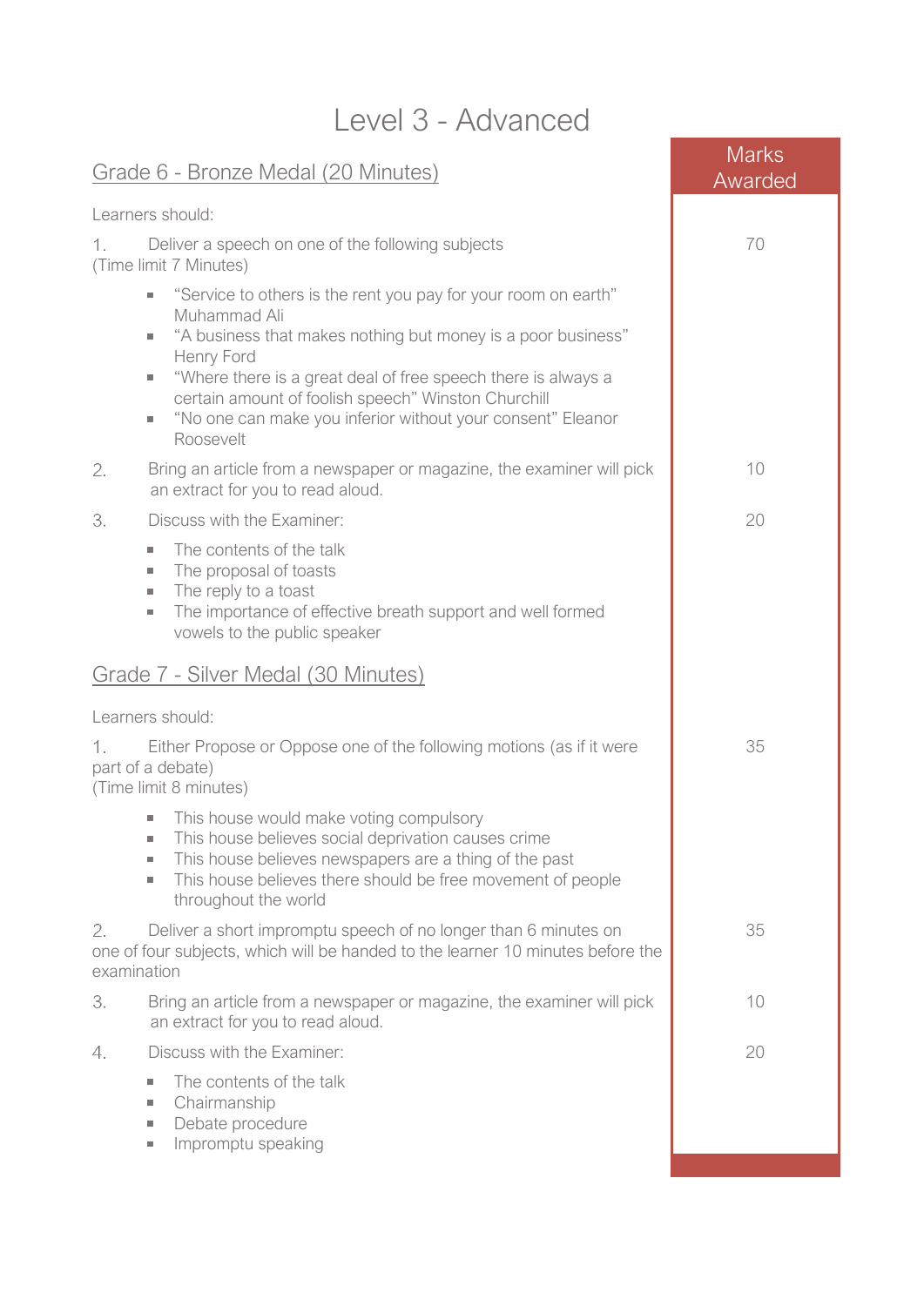# Level 3 - Advanced

## Grade 6 - Bronze Medal (20 Minutes)

| | Marks Awarded |
|---|---|
| Learners should: | |
| 1. Deliver a speech on one of the following subjects (Time limit 7 Minutes)<br>▪ "Service to others is the rent you pay for your room on earth" Muhammad Ali<br>▪ "A business that makes nothing but money is a poor business" Henry Ford<br>▪ "Where there is a great deal of free speech there is always a certain amount of foolish speech" Winston Churchill<br>▪ "No one can make you inferior without your consent" Eleanor Roosevelt | 70 |
| 2. Bring an article from a newspaper or magazine, the examiner will pick an extract for you to read aloud. | 10 |
| 3. Discuss with the Examiner:<br>▪ The contents of the talk<br>▪ The proposal of toasts<br>▪ The reply to a toast<br>▪ The importance of effective breath support and well formed vowels to the public speaker | 20 |

## Grade 7 - Silver Medal (30 Minutes)

| | Marks Awarded |
|---|---|
| Learners should: | |
| 1. Either Propose or Oppose one of the following motions (as if it were part of a debate) (Time limit 8 minutes)<br>▪ This house would make voting compulsory<br>▪ This house believes social deprivation causes crime<br>▪ This house believes newspapers are a thing of the past<br>▪ This house believes there should be free movement of people throughout the world | 35 |
| 2. Deliver a short impromptu speech of no longer than 6 minutes on one of four subjects, which will be handed to the learner 10 minutes before the examination | 35 |
| 3. Bring an article from a newspaper or magazine, the examiner will pick an extract for you to read aloud. | 10 |
| 4. Discuss with the Examiner:<br>▪ The contents of the talk<br>▪ Chairmanship<br>▪ Debate procedure<br>▪ Impromptu speaking | 20 |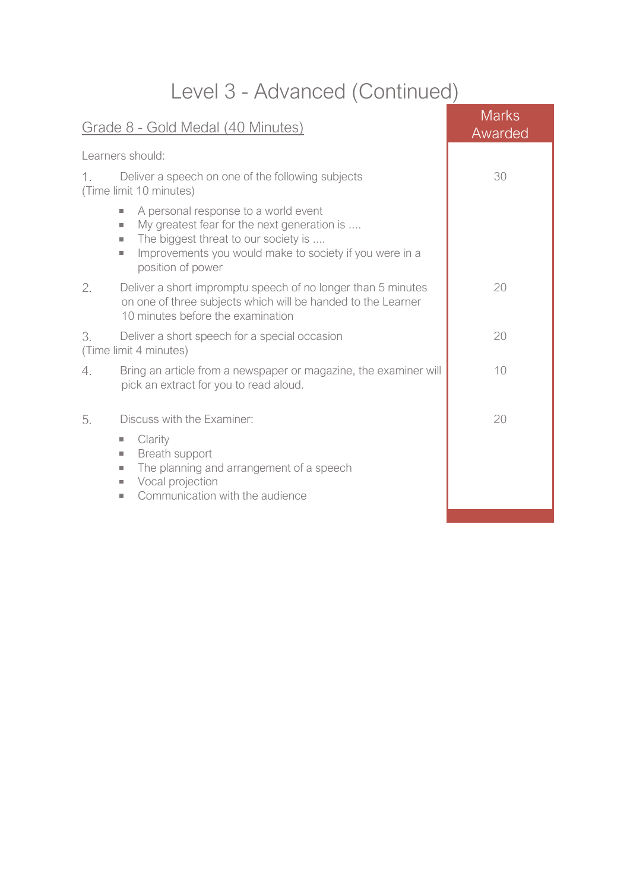# Level 3 - Advanced (Continued)

| Grade 8 - Gold Medal (40 Minutes) | Marks Awarded |
| --- | --- |
| Learners should: | |
| 1. Deliver a speech on one of the following subjects (Time limit 10 minutes)<br>▪ A personal response to a world event<br>▪ My greatest fear for the next generation is ....<br>▪ The biggest threat to our society is ....<br>▪ Improvements you would make to society if you were in a position of power | 30 |
| 2. Deliver a short impromptu speech of no longer than 5 minutes on one of three subjects which will be handed to the Learner 10 minutes before the examination | 20 |
| 3. Deliver a short speech for a special occasion (Time limit 4 minutes) | 20 |
| 4. Bring an article from a newspaper or magazine, the examiner will pick an extract for you to read aloud. | 10 |
| 5. Discuss with the Examiner:<br>▪ Clarity<br>▪ Breath support<br>▪ The planning and arrangement of a speech<br>▪ Vocal projection<br>▪ Communication with the audience | 20 |